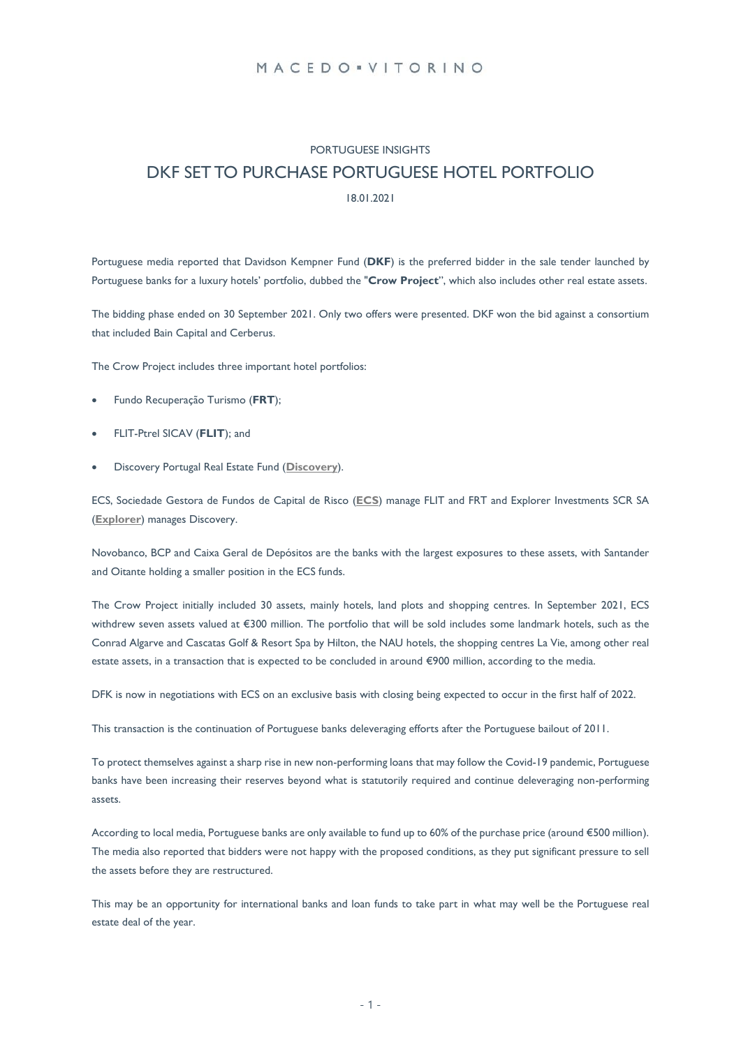PORTUGUESE INSIGHTS

# DKF SET TO PURCHASE PORTUGUESE HOTEL PORTFOLIO

18.01.2021

Portuguese media reported that Davidson Kempner Fund (**DKF**) is the preferred bidder in the sale tender launched by Portuguese banks for a luxury hotels' portfolio, dubbed the "**Crow Project**", which also includes other real estate assets.

The bidding phase ended on 30 September 2021. Only two offers were presented. DKF won the bid against a consortium that included Bain Capital and Cerberus.

The Crow Project includes three important hotel portfolios:

- Fundo Recuperação Turismo (**FRT**);
- FLIT-Ptrel SICAV (**FLIT**); and
- Discovery Portugal Real Estate Fund (**Discovery**).

ECS, Sociedade Gestora de Fundos de Capital de Risco (**ECS**) manage FLIT and FRT and Explorer Investments SCR SA (**Explorer**) manages Discovery.

Novobanco, BCP and Caixa Geral de Depósitos are the banks with the largest exposures to these assets, with Santander and Oitante holding a smaller position in the ECS funds.

The Crow Project initially included 30 assets, mainly hotels, land plots and shopping centres. In September 2021, ECS withdrew seven assets valued at €300 million. The portfolio that will be sold includes some landmark hotels, such as the Conrad Algarve and Cascatas Golf & Resort Spa by Hilton, the NAU hotels, the shopping centres La Vie, among other real estate assets, in a transaction that is expected to be concluded in around €900 million, according to the media.

DFK is now in negotiations with ECS on an exclusive basis with closing being expected to occur in the first half of 2022.

This transaction is the continuation of Portuguese banks deleveraging efforts after the Portuguese bailout of 2011.

To protect themselves against a sharp rise in new non-performing loans that may follow the Covid-19 pandemic, Portuguese banks have been increasing their reserves beyond what is statutorily required and continue deleveraging non-performing assets.

According to local media, Portuguese banks are only available to fund up to 60% of the purchase price (around €500 million). The media also reported that bidders were not happy with the proposed conditions, as they put significant pressure to sell the assets before they are restructured.

This may be an opportunity for international banks and loan funds to take part in what may well be the Portuguese real estate deal of the year.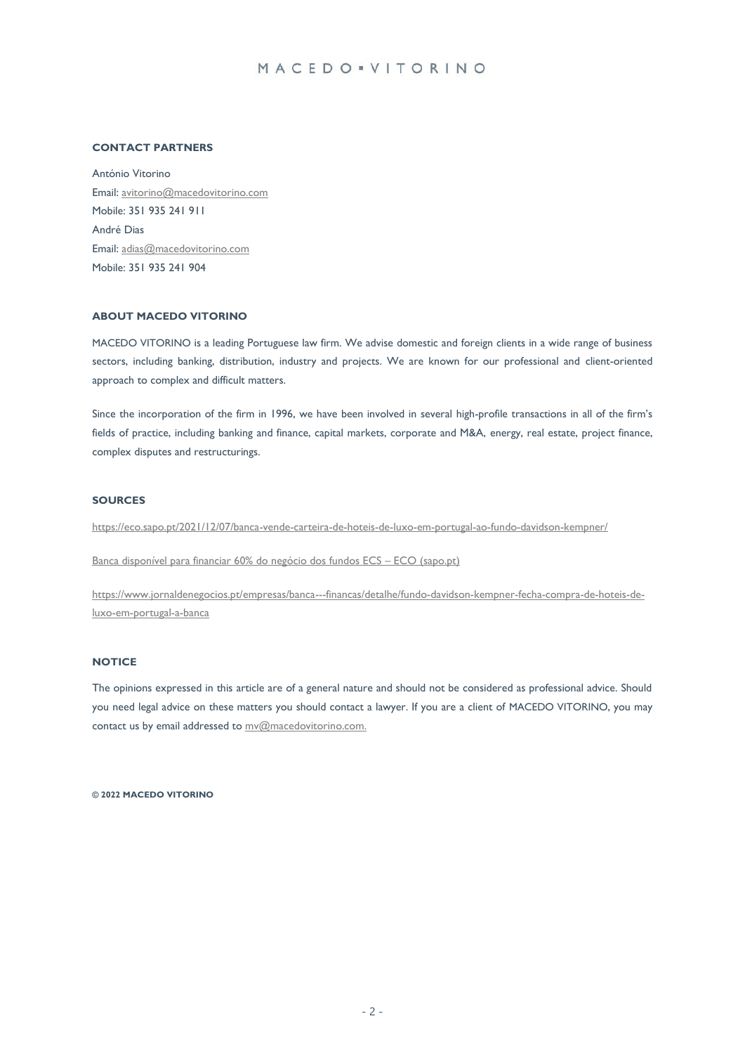### CONTACT PARTNERS

António Vitorino
Email: avitorino@macedovitorino.com
Mobile: 351 935 241 911
André Dias
Email: adias@macedovitorino.com
Mobile: 351 935 241 904

### ABOUT MACEDO VITORINO

MACEDO VITORINO is a leading Portuguese law firm. We advise domestic and foreign clients in a wide range of business sectors, including banking, distribution, industry and projects. We are known for our professional and client-oriented approach to complex and difficult matters.

Since the incorporation of the firm in 1996, we have been involved in several high-profile transactions in all of the firm's fields of practice, including banking and finance, capital markets, corporate and M&A, energy, real estate, project finance, complex disputes and restructurings.

### SOURCES

https://eco.sapo.pt/2021/12/07/banca-vende-carteira-de-hoteis-de-luxo-em-portugal-ao-fundo-davidson-kempner/

Banca disponível para financiar 60% do negócio dos fundos ECS – ECO (sapo.pt)

https://www.jornaldenegocios.pt/empresas/banca---financas/detalhe/fundo-davidson-kempner-fecha-compra-de-hoteis-de-luxo-em-portugal-a-banca

### NOTICE

The opinions expressed in this article are of a general nature and should not be considered as professional advice. Should you need legal advice on these matters you should contact a lawyer. If you are a client of MACEDO VITORINO, you may contact us by email addressed to mv@macedovitorino.com.

**© 2022 MACEDO VITORINO**